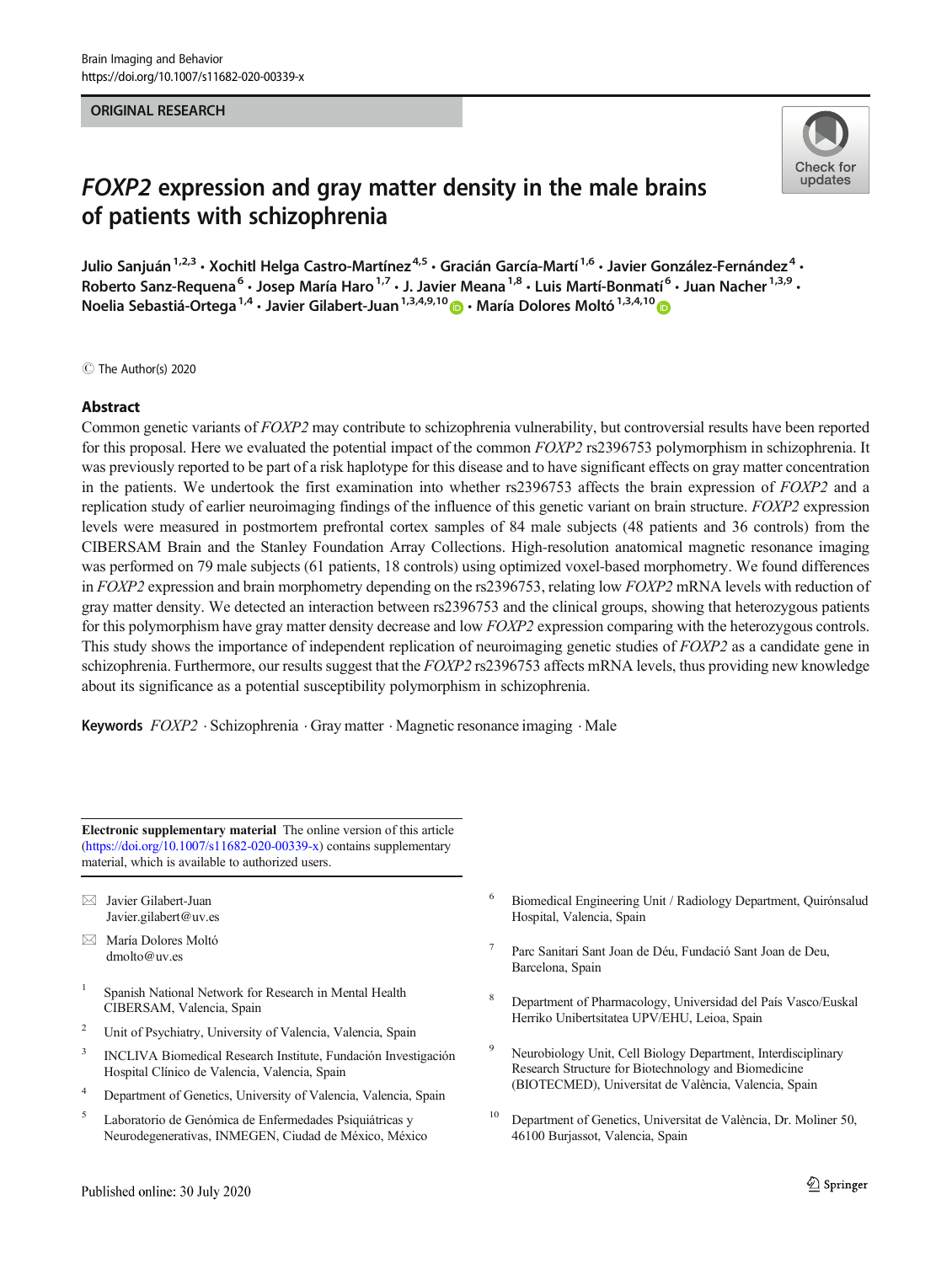ORIGINAL RESEARCH

# *FOXP2* expression and gray matter density in the male brains of patients with schizophrenia

Julio Sanjuán[1,2,3] · Xochitl Helga Castro-Martínez[4,5] · Gracián García-Martí[1,6] · Javier González-Fernández[4] · Roberto Sanz-Requena[6] · Josep María Haro[1,7] · J. Javier Meana[1,8] · Luis Martí-Bonmatí[6] · Juan Nacher[1,3,9] · Noelia Sebastiá-Ortega[1,4] · Javier Gilabert-Juan[1,3,4,9,10] · María Dolores Moltó[1,3,4,10]

© The Author(s) 2020

## Abstract

Common genetic variants of *FOXP2* may contribute to schizophrenia vulnerability, but controversial results have been reported for this proposal. Here we evaluated the potential impact of the common *FOXP2* rs2396753 polymorphism in schizophrenia. It was previously reported to be part of a risk haplotype for this disease and to have significant effects on gray matter concentration in the patients. We undertook the first examination into whether rs2396753 affects the brain expression of *FOXP2* and a replication study of earlier neuroimaging findings of the influence of this genetic variant on brain structure. *FOXP2* expression levels were measured in postmortem prefrontal cortex samples of 84 male subjects (48 patients and 36 controls) from the CIBERSAM Brain and the Stanley Foundation Array Collections. High-resolution anatomical magnetic resonance imaging was performed on 79 male subjects (61 patients, 18 controls) using optimized voxel-based morphometry. We found differences in *FOXP2* expression and brain morphometry depending on the rs2396753, relating low *FOXP2* mRNA levels with reduction of gray matter density. We detected an interaction between rs2396753 and the clinical groups, showing that heterozygous patients for this polymorphism have gray matter density decrease and low *FOXP2* expression comparing with the heterozygous controls. This study shows the importance of independent replication of neuroimaging genetic studies of *FOXP2* as a candidate gene in schizophrenia. Furthermore, our results suggest that the *FOXP2* rs2396753 affects mRNA levels, thus providing new knowledge about its significance as a potential susceptibility polymorphism in schizophrenia.

**Keywords** *FOXP2* · Schizophrenia · Gray matter · Magnetic resonance imaging · Male

**Electronic supplementary material** The online version of this article (https://doi.org/10.1007/s11682-020-00339-x) contains supplementary material, which is available to authorized users.

✉ Javier Gilabert-Juan
Javier.gilabert@uv.es

✉ María Dolores Moltó
dmolto@uv.es

1. Spanish National Network for Research in Mental Health CIBERSAM, Valencia, Spain
2. Unit of Psychiatry, University of Valencia, Valencia, Spain
3. INCLIVA Biomedical Research Institute, Fundación Investigación Hospital Clínico de Valencia, Valencia, Spain
4. Department of Genetics, University of Valencia, Valencia, Spain
5. Laboratorio de Genómica de Enfermedades Psiquiátricas y Neurodegenerativas, INMEGEN, Ciudad de México, México
6. Biomedical Engineering Unit / Radiology Department, Quirónsalud Hospital, Valencia, Spain
7. Parc Sanitari Sant Joan de Déu, Fundació Sant Joan de Deu, Barcelona, Spain
8. Department of Pharmacology, Universidad del País Vasco/Euskal Herriko Unibertsitatea UPV/EHU, Leioa, Spain
9. Neurobiology Unit, Cell Biology Department, Interdisciplinary Research Structure for Biotechnology and Biomedicine (BIOTECMED), Universitat de València, Valencia, Spain
10. Department of Genetics, Universitat de València, Dr. Moliner 50, 46100 Burjassot, Valencia, Spain

Published online: 30 July 2020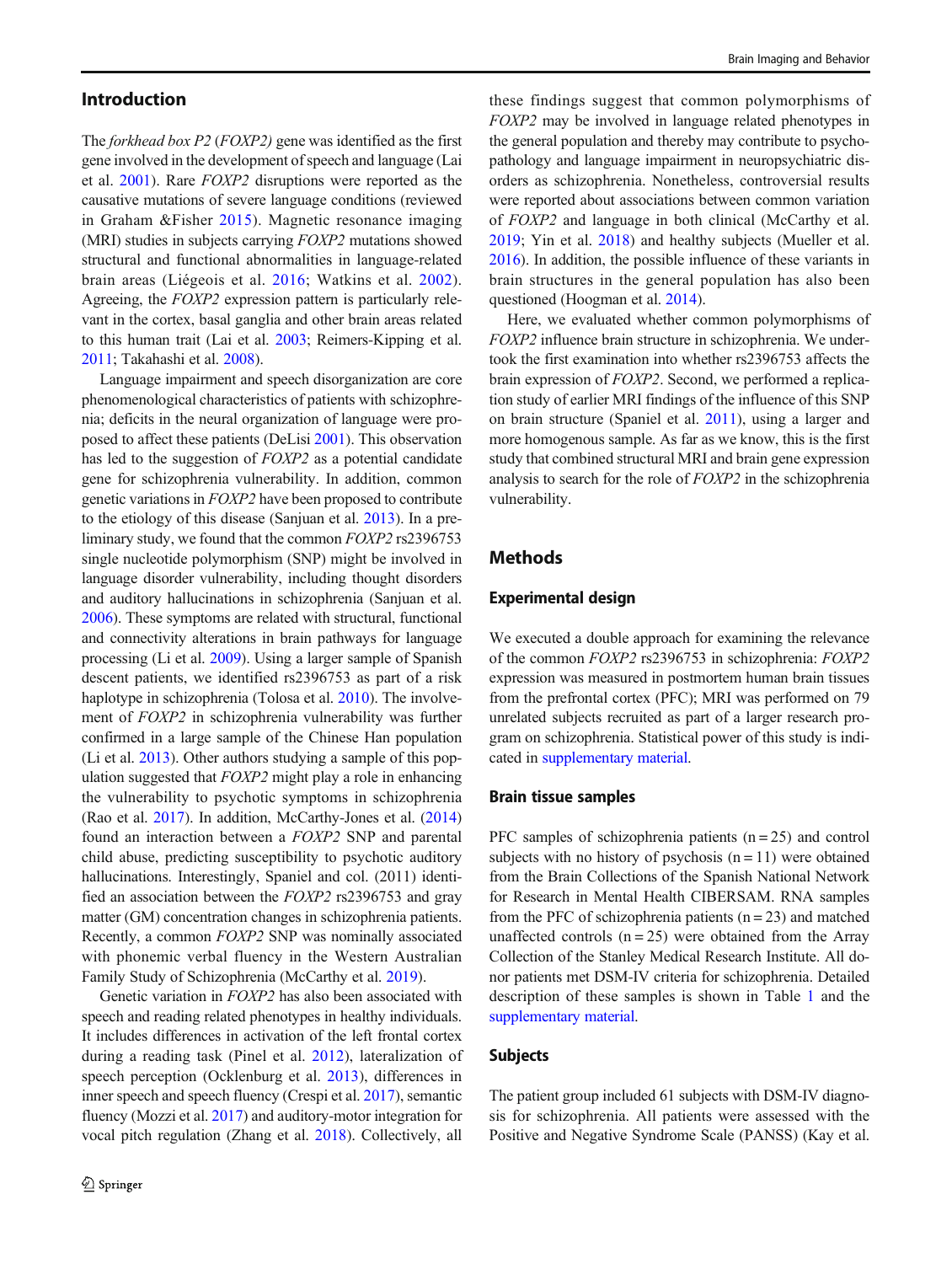## Introduction

The *forkhead box P2 (FOXP2)* gene was identified as the first gene involved in the development of speech and language (Lai et al. 2001). Rare *FOXP2* disruptions were reported as the causative mutations of severe language conditions (reviewed in Graham &Fisher 2015). Magnetic resonance imaging (MRI) studies in subjects carrying *FOXP2* mutations showed structural and functional abnormalities in language-related brain areas (Liégeois et al. 2016; Watkins et al. 2002). Agreeing, the *FOXP2* expression pattern is particularly relevant in the cortex, basal ganglia and other brain areas related to this human trait (Lai et al. 2003; Reimers-Kipping et al. 2011; Takahashi et al. 2008).

Language impairment and speech disorganization are core phenomenological characteristics of patients with schizophrenia; deficits in the neural organization of language were proposed to affect these patients (DeLisi 2001). This observation has led to the suggestion of *FOXP2* as a potential candidate gene for schizophrenia vulnerability. In addition, common genetic variations in *FOXP2* have been proposed to contribute to the etiology of this disease (Sanjuan et al. 2013). In a preliminary study, we found that the common *FOXP2* rs2396753 single nucleotide polymorphism (SNP) might be involved in language disorder vulnerability, including thought disorders and auditory hallucinations in schizophrenia (Sanjuan et al. 2006). These symptoms are related with structural, functional and connectivity alterations in brain pathways for language processing (Li et al. 2009). Using a larger sample of Spanish descent patients, we identified rs2396753 as part of a risk haplotype in schizophrenia (Tolosa et al. 2010). The involvement of *FOXP2* in schizophrenia vulnerability was further confirmed in a large sample of the Chinese Han population (Li et al. 2013). Other authors studying a sample of this population suggested that *FOXP2* might play a role in enhancing the vulnerability to psychotic symptoms in schizophrenia (Rao et al. 2017). In addition, McCarthy-Jones et al. (2014) found an interaction between a *FOXP2* SNP and parental child abuse, predicting susceptibility to psychotic auditory hallucinations. Interestingly, Spaniel and col. (2011) identified an association between the *FOXP2* rs2396753 and gray matter (GM) concentration changes in schizophrenia patients. Recently, a common *FOXP2* SNP was nominally associated with phonemic verbal fluency in the Western Australian Family Study of Schizophrenia (McCarthy et al. 2019).

Genetic variation in *FOXP2* has also been associated with speech and reading related phenotypes in healthy individuals. It includes differences in activation of the left frontal cortex during a reading task (Pinel et al. 2012), lateralization of speech perception (Ocklenburg et al. 2013), differences in inner speech and speech fluency (Crespi et al. 2017), semantic fluency (Mozzi et al. 2017) and auditory-motor integration for vocal pitch regulation (Zhang et al. 2018). Collectively, all these findings suggest that common polymorphisms of *FOXP2* may be involved in language related phenotypes in the general population and thereby may contribute to psychopathology and language impairment in neuropsychiatric disorders as schizophrenia. Nonetheless, controversial results were reported about associations between common variation of *FOXP2* and language in both clinical (McCarthy et al. 2019; Yin et al. 2018) and healthy subjects (Mueller et al. 2016). In addition, the possible influence of these variants in brain structures in the general population has also been questioned (Hoogman et al. 2014).

Here, we evaluated whether common polymorphisms of *FOXP2* influence brain structure in schizophrenia. We undertook the first examination into whether rs2396753 affects the brain expression of *FOXP2*. Second, we performed a replication study of earlier MRI findings of the influence of this SNP on brain structure (Spaniel et al. 2011), using a larger and more homogenous sample. As far as we know, this is the first study that combined structural MRI and brain gene expression analysis to search for the role of *FOXP2* in the schizophrenia vulnerability.

## Methods

### Experimental design

We executed a double approach for examining the relevance of the common *FOXP2* rs2396753 in schizophrenia: *FOXP2* expression was measured in postmortem human brain tissues from the prefrontal cortex (PFC); MRI was performed on 79 unrelated subjects recruited as part of a larger research program on schizophrenia. Statistical power of this study is indicated in supplementary material.

### Brain tissue samples

PFC samples of schizophrenia patients (n = 25) and control subjects with no history of psychosis (n = 11) were obtained from the Brain Collections of the Spanish National Network for Research in Mental Health CIBERSAM. RNA samples from the PFC of schizophrenia patients (n = 23) and matched unaffected controls (n = 25) were obtained from the Array Collection of the Stanley Medical Research Institute. All donor patients met DSM-IV criteria for schizophrenia. Detailed description of these samples is shown in Table 1 and the supplementary material.

### Subjects

The patient group included 61 subjects with DSM-IV diagnosis for schizophrenia. All patients were assessed with the Positive and Negative Syndrome Scale (PANSS) (Kay et al.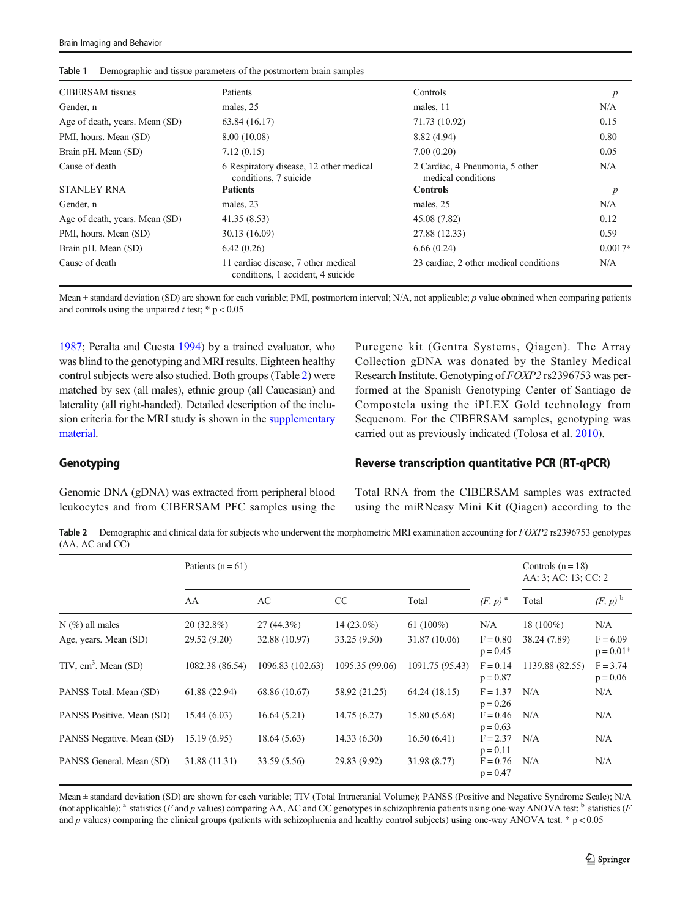Table 1 Demographic and tissue parameters of the postmortem brain samples

| CIBERSAM tissues | Patients | Controls | *p* |
|---|---|---|---|
| Gender, n | males, 25 | males, 11 | N/A |
| Age of death, years. Mean (SD) | 63.84 (16.17) | 71.73 (10.92) | 0.15 |
| PMI, hours. Mean (SD) | 8.00 (10.08) | 8.82 (4.94) | 0.80 |
| Brain pH. Mean (SD) | 7.12 (0.15) | 7.00 (0.20) | 0.05 |
| Cause of death | 6 Respiratory disease, 12 other medical conditions, 7 suicide | 2 Cardiac, 4 Pneumonia, 5 other medical conditions | N/A |
| STANLEY RNA | **Patients** | **Controls** | *p* |
| Gender, n | males, 23 | males, 25 | N/A |
| Age of death, years. Mean (SD) | 41.35 (8.53) | 45.08 (7.82) | 0.12 |
| PMI, hours. Mean (SD) | 30.13 (16.09) | 27.88 (12.33) | 0.59 |
| Brain pH. Mean (SD) | 6.42 (0.26) | 6.66 (0.24) | 0.0017* |
| Cause of death | 11 cardiac disease, 7 other medical conditions, 1 accident, 4 suicide | 23 cardiac, 2 other medical conditions | N/A |

Mean ± standard deviation (SD) are shown for each variable; PMI, postmortem interval; N/A, not applicable; *p* value obtained when comparing patients and controls using the unpaired *t* test; * $p < 0.05$

1987; Peralta and Cuesta 1994) by a trained evaluator, who was blind to the genotyping and MRI results. Eighteen healthy control subjects were also studied. Both groups (Table 2) were matched by sex (all males), ethnic group (all Caucasian) and laterality (all right-handed). Detailed description of the inclusion criteria for the MRI study is shown in the supplementary material.

## Genotyping

Genomic DNA (gDNA) was extracted from peripheral blood leukocytes and from CIBERSAM PFC samples using the Puregene kit (Gentra Systems, Qiagen). The Array Collection gDNA was donated by the Stanley Medical Research Institute. Genotyping of *FOXP2* rs2396753 was performed at the Spanish Genotyping Center of Santiago de Compostela using the iPLEX Gold technology from Sequenom. For the CIBERSAM samples, genotyping was carried out as previously indicated (Tolosa et al. 2010).

## Reverse transcription quantitative PCR (RT-qPCR)

Total RNA from the CIBERSAM samples was extracted using the miRNeasy Mini Kit (Qiagen) according to the

Table 2 Demographic and clinical data for subjects who underwent the morphometric MRI examination accounting for *FOXP2* rs2396753 genotypes (AA, AC and CC)

| | Patients (n = 61) | | | | | Controls (n = 18) AA: 3; AC: 13; CC: 2 | |
|---|---|---|---|---|---|---|---|
| | AA | AC | CC | Total | (*F, p*) [a] | Total | (*F, p*) [b] |
| N (%) all males | 20 (32.8%) | 27 (44.3%) | 14 (23.0%) | 61 (100%) | N/A | 18 (100%) | N/A |
| Age, years. Mean (SD) | 29.52 (9.20) | 32.88 (10.97) | 33.25 (9.50) | 31.87 (10.06) | F = 0.80 p = 0.45 | 38.24 (7.89) | F = 6.09 p = 0.01* |
| TIV, $cm^3$. Mean (SD) | 1082.38 (86.54) | 1096.83 (102.63) | 1095.35 (99.06) | 1091.75 (95.43) | F = 0.14 p = 0.87 | 1139.88 (82.55) | F = 3.74 p = 0.06 |
| PANSS Total. Mean (SD) | 61.88 (22.94) | 68.86 (10.67) | 58.92 (21.25) | 64.24 (18.15) | F = 1.37 p = 0.26 | N/A | N/A |
| PANSS Positive. Mean (SD) | 15.44 (6.03) | 16.64 (5.21) | 14.75 (6.27) | 15.80 (5.68) | F = 0.46 p = 0.63 | N/A | N/A |
| PANSS Negative. Mean (SD) | 15.19 (6.95) | 18.64 (5.63) | 14.33 (6.30) | 16.50 (6.41) | F = 2.37 p = 0.11 | N/A | N/A |
| PANSS General. Mean (SD) | 31.88 (11.31) | 33.59 (5.56) | 29.83 (9.92) | 31.98 (8.77) | F = 0.76 p = 0.47 | N/A | N/A |

Mean ± standard deviation (SD) are shown for each variable; TIV (Total Intracranial Volume); PANSS (Positive and Negative Syndrome Scale); N/A (not applicable); [a] statistics (*F* and *p* values) comparing AA, AC and CC genotypes in schizophrenia patients using one-way ANOVA test; [b] statistics (*F* and *p* values) comparing the clinical groups (patients with schizophrenia and healthy control subjects) using one-way ANOVA test. * $p < 0.05$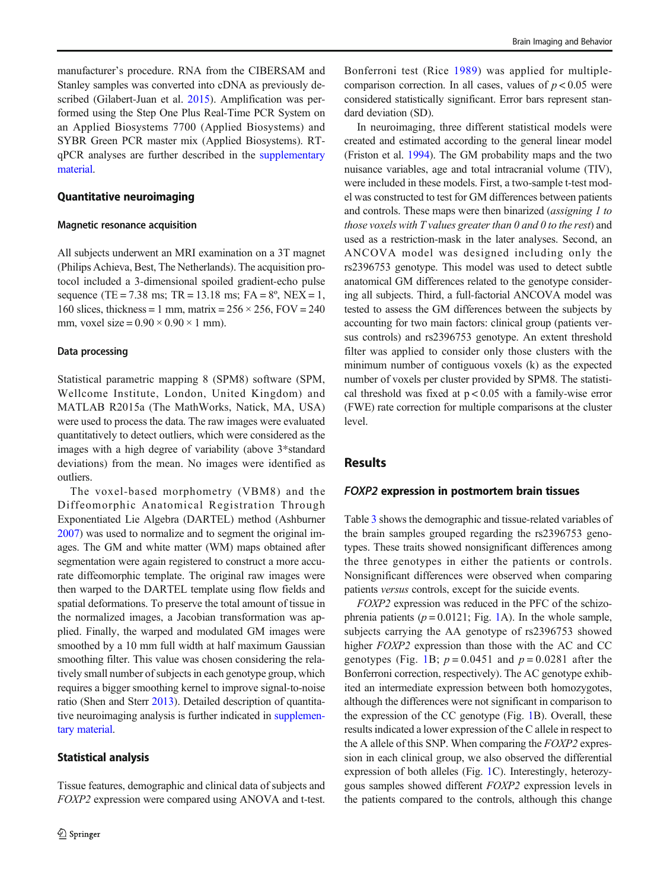manufacturer's procedure. RNA from the CIBERSAM and Stanley samples was converted into cDNA as previously described (Gilabert-Juan et al. 2015). Amplification was performed using the Step One Plus Real-Time PCR System on an Applied Biosystems 7700 (Applied Biosystems) and SYBR Green PCR master mix (Applied Biosystems). RT-qPCR analyses are further described in the supplementary material.

## Quantitative neuroimaging

### Magnetic resonance acquisition

All subjects underwent an MRI examination on a 3T magnet (Philips Achieva, Best, The Netherlands). The acquisition protocol included a 3-dimensional spoiled gradient-echo pulse sequence (TE = 7.38 ms; TR = 13.18 ms; FA = 8º, NEX = 1, 160 slices, thickness = 1 mm, matrix = 256 × 256, FOV = 240 mm, voxel size = 0.90 × 0.90 × 1 mm).

### Data processing

Statistical parametric mapping 8 (SPM8) software (SPM, Wellcome Institute, London, United Kingdom) and MATLAB R2015a (The MathWorks, Natick, MA, USA) were used to process the data. The raw images were evaluated quantitatively to detect outliers, which were considered as the images with a high degree of variability (above 3*standard deviations) from the mean. No images were identified as outliers.

The voxel-based morphometry (VBM8) and the Diffeomorphic Anatomical Registration Through Exponentiated Lie Algebra (DARTEL) method (Ashburner 2007) was used to normalize and to segment the original images. The GM and white matter (WM) maps obtained after segmentation were again registered to construct a more accurate diffeomorphic template. The original raw images were then warped to the DARTEL template using flow fields and spatial deformations. To preserve the total amount of tissue in the normalized images, a Jacobian transformation was applied. Finally, the warped and modulated GM images were smoothed by a 10 mm full width at half maximum Gaussian smoothing filter. This value was chosen considering the relatively small number of subjects in each genotype group, which requires a bigger smoothing kernel to improve signal-to-noise ratio (Shen and Sterr 2013). Detailed description of quantitative neuroimaging analysis is further indicated in supplementary material.

## Statistical analysis

Tissue features, demographic and clinical data of subjects and *FOXP2* expression were compared using ANOVA and t-test. Bonferroni test (Rice 1989) was applied for multiple-comparison correction. In all cases, values of $p < 0.05$ were considered statistically significant. Error bars represent standard deviation (SD).

In neuroimaging, three different statistical models were created and estimated according to the general linear model (Friston et al. 1994). The GM probability maps and the two nuisance variables, age and total intracranial volume (TIV), were included in these models. First, a two-sample t-test model was constructed to test for GM differences between patients and controls. These maps were then binarized (*assigning 1 to those voxels with T values greater than 0 and 0 to the rest*) and used as a restriction-mask in the later analyses. Second, an ANCOVA model was designed including only the rs2396753 genotype. This model was used to detect subtle anatomical GM differences related to the genotype considering all subjects. Third, a full-factorial ANCOVA model was tested to assess the GM differences between the subjects by accounting for two main factors: clinical group (patients versus controls) and rs2396753 genotype. An extent threshold filter was applied to consider only those clusters with the minimum number of contiguous voxels (k) as the expected number of voxels per cluster provided by SPM8. The statistical threshold was fixed at $p < 0.05$ with a family-wise error (FWE) rate correction for multiple comparisons at the cluster level.

# Results

## *FOXP2* expression in postmortem brain tissues

Table 3 shows the demographic and tissue-related variables of the brain samples grouped regarding the rs2396753 genotypes. These traits showed nonsignificant differences among the three genotypes in either the patients or controls. Nonsignificant differences were observed when comparing patients *versus* controls, except for the suicide events.

*FOXP2* expression was reduced in the PFC of the schizophrenia patients ($p = 0.0121$; Fig. 1A). In the whole sample, subjects carrying the AA genotype of rs2396753 showed higher *FOXP2* expression than those with the AC and CC genotypes (Fig. 1B; $p = 0.0451$ and $p = 0.0281$ after the Bonferroni correction, respectively). The AC genotype exhibited an intermediate expression between both homozygotes, although the differences were not significant in comparison to the expression of the CC genotype (Fig. 1B). Overall, these results indicated a lower expression of the C allele in respect to the A allele of this SNP. When comparing the *FOXP2* expression in each clinical group, we also observed the differential expression of both alleles (Fig. 1C). Interestingly, heterozygous samples showed different *FOXP2* expression levels in the patients compared to the controls, although this change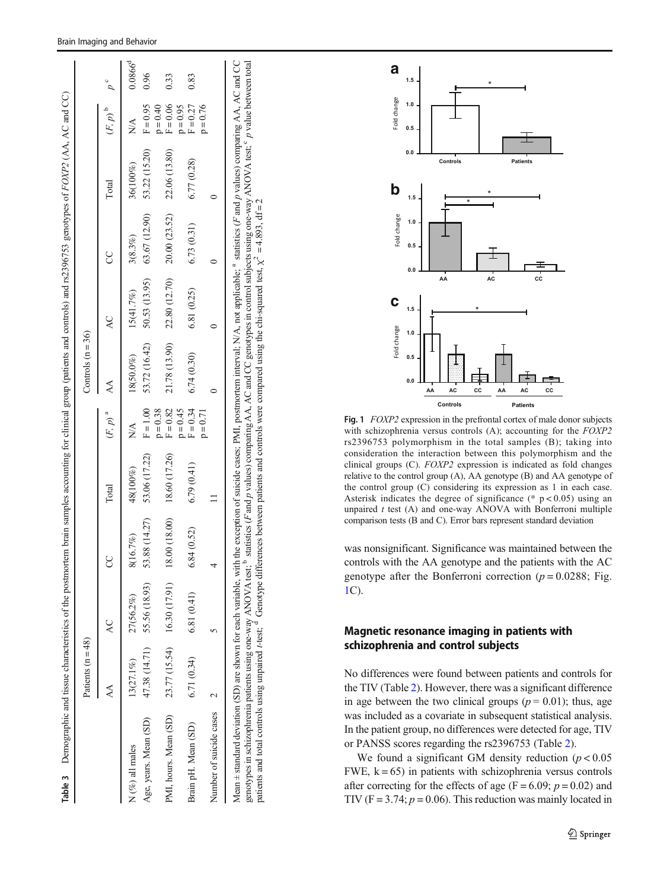**Table 3** Demographic and tissue characteristics of the postmortem brain samples accounting for clinical group (patients and controls) and rs2396753 genotypes of *FOXP2* (AA, AC and CC)

| | Patients (n = 48) | | | | | Controls (n = 36) | | | | | |
|---|---|---|---|---|---|---|---|---|---|---|---|
| | AA | AC | CC | Total | $(F, p)$ [a] | AA | AC | CC | Total | $(F, p)$ [b] | $p$ [c] |
| N (%) all males | 13(27.1%) | 27(56.2%) | 8(16.7%) | 48(100%) | N/A | 18(50.0%) | 15(41.7%) | 3(8.3%) | 36(100%) | N/A | 0.0866[d] |
| Age, years. Mean (SD) | 47.38 (14.71) | 55.56 (18.93) | 53.88 (14.27) | 53.06 (17.22) | F = 1.00 p = 0.38 | 53.72 (16.42) | 50.53 (13.95) | 63.67 (12.90) | 53.22 (15.20) | F = 0.95 p = 0.40 | 0.96 |
| PMI, hours. Mean (SD) | 23.77 (15.54) | 16.30 (17.91) | 18.00 (18.00) | 18.60 (17.26) | F = 0.82 p = 0.45 | 21.78 (13.90) | 22.80 (12.70) | 20.00 (23.52) | 22.06 (13.80) | F = 0.06 p = 0.95 | 0.33 |
| Brain pH. Mean (SD) | 6.71 (0.34) | 6.81 (0.41) | 6.84 (0.52) | 6.79 (0.41) | F = 0.34 p = 0.71 | 6.74 (0.30) | 6.81 (0.25) | 6.73 (0.31) | 6.77 (0.28) | F = 0.27 p = 0.76 | 0.83 |
| Number of suicide cases | 2 | 5 | 4 | 11 | | 0 | 0 | 0 | 0 | | |

Mean ± standard deviation (SD) are shown for each variable, with the exception of suicide cases; PMI, postmortem interval; N/A, not applicable; [a] statistics (*F* and *p* values) comparing AA, AC and CC genotypes in schizophrenia patients using one-way ANOVA test; [b] statistics (*F* and *p* values) comparing AA, AC and CC genotypes in control subjects using one-way ANOVA test; [c] *p* value between total patients and total controls using unpaired *t*-test; [d] Genotype differences between patients and controls were compared using the chi-squared test, $\chi^2 = 4.893$, df = 2

**Fig. 1** *FOXP2* expression in the prefrontal cortex of male donor subjects with schizophrenia versus controls (A); accounting for the *FOXP2* rs2396753 polymorphism in the total samples (B); taking into consideration the interaction between this polymorphism and the clinical groups (C). *FOXP2* expression is indicated as fold changes relative to the control group (A), AA genotype (B) and AA genotype of the control group (C) considering its expression as 1 in each case. Asterisk indicates the degree of significance (* $p < 0.05$) using an unpaired *t* test (A) and one-way ANOVA with Bonferroni multiple comparison tests (B and C). Error bars represent standard deviation

was nonsignificant. Significance was maintained between the controls with the AA genotype and the patients with the AC genotype after the Bonferroni correction ($p = 0.0288$; Fig. 1C).

## Magnetic resonance imaging in patients with schizophrenia and control subjects

No differences were found between patients and controls for the TIV (Table 2). However, there was a significant difference in age between the two clinical groups ($p = 0.01$); thus, age was included as a covariate in subsequent statistical analysis. In the patient group, no differences were detected for age, TIV or PANSS scores regarding the rs2396753 (Table 2).

We found a significant GM density reduction ($p < 0.05$ FWE, $k = 65$) in patients with schizophrenia versus controls after correcting for the effects of age ($F = 6.09$; $p = 0.02$) and TIV ($F = 3.74$; $p = 0.06$). This reduction was mainly located in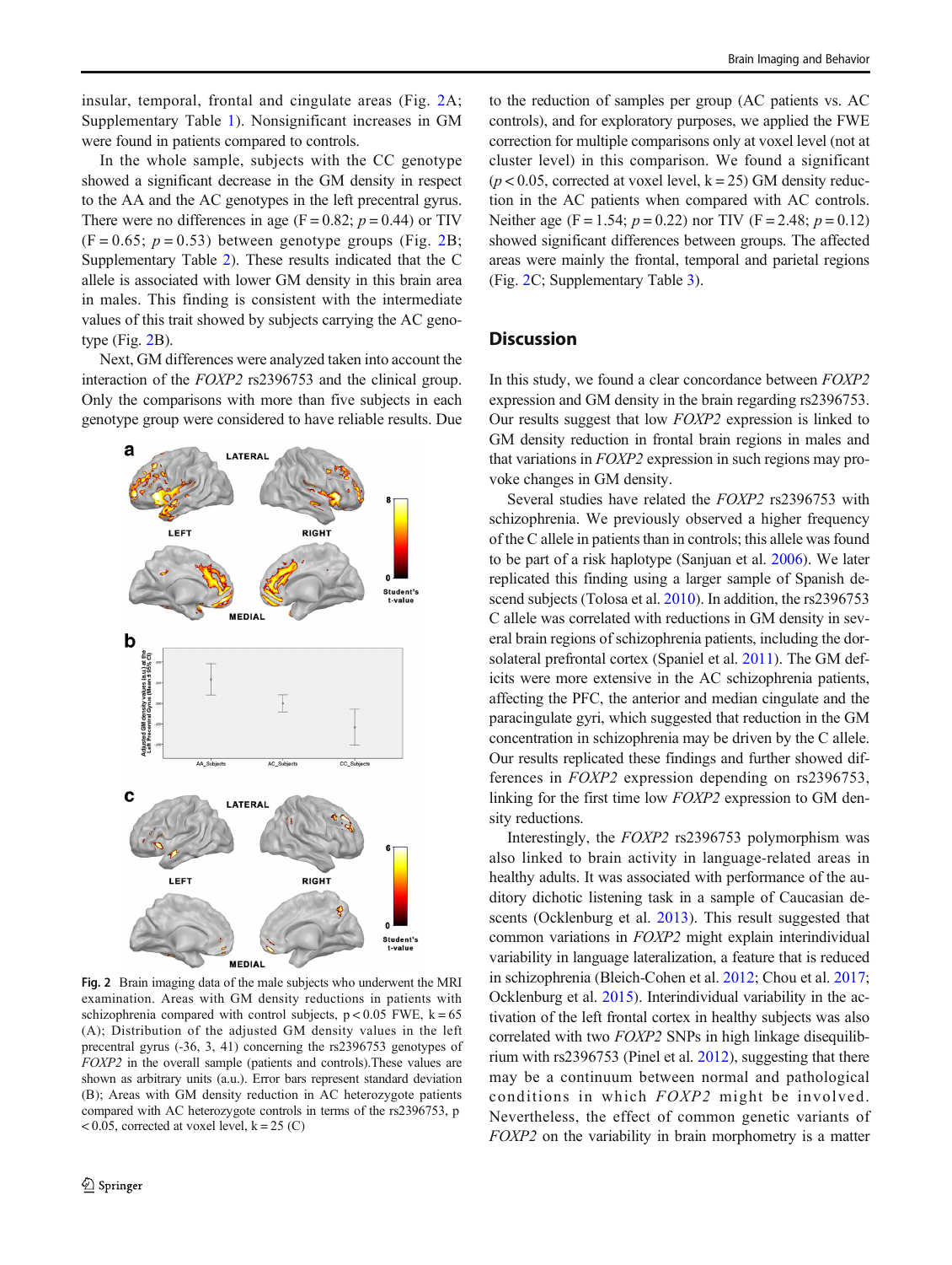insular, temporal, frontal and cingulate areas (Fig. 2A; Supplementary Table 1). Nonsignificant increases in GM were found in patients compared to controls.

In the whole sample, subjects with the CC genotype showed a significant decrease in the GM density in respect to the AA and the AC genotypes in the left precentral gyrus. There were no differences in age ($F = 0.82$; $p = 0.44$) or TIV ($F = 0.65$; $p = 0.53$) between genotype groups (Fig. 2B; Supplementary Table 2). These results indicated that the C allele is associated with lower GM density in this brain area in males. This finding is consistent with the intermediate values of this trait showed by subjects carrying the AC genotype (Fig. 2B).

Next, GM differences were analyzed taken into account the interaction of the *FOXP2* rs2396753 and the clinical group. Only the comparisons with more than five subjects in each genotype group were considered to have reliable results. Due to the reduction of samples per group (AC patients vs. AC controls), and for exploratory purposes, we applied the FWE correction for multiple comparisons only at voxel level (not at cluster level) in this comparison. We found a significant ($p < 0.05$, corrected at voxel level, $k = 25$) GM density reduction in the AC patients when compared with AC controls. Neither age ($F = 1.54$; $p = 0.22$) nor TIV ($F = 2.48$; $p = 0.12$) showed significant differences between groups. The affected areas were mainly the frontal, temporal and parietal regions (Fig. 2C; Supplementary Table 3).

**Fig. 2** Brain imaging data of the male subjects who underwent the MRI examination. Areas with GM density reductions in patients with schizophrenia compared with control subjects, $p < 0.05$ FWE, $k = 65$ (A); Distribution of the adjusted GM density values in the left precentral gyrus (-36, 3, 41) concerning the rs2396753 genotypes of *FOXP2* in the overall sample (patients and controls).These values are shown as arbitrary units (a.u.). Error bars represent standard deviation (B); Areas with GM density reduction in AC heterozygote patients compared with AC heterozygote controls in terms of the rs2396753, $p < 0.05$, corrected at voxel level, $k = 25$ (C)

## Discussion

In this study, we found a clear concordance between *FOXP2* expression and GM density in the brain regarding rs2396753. Our results suggest that low *FOXP2* expression is linked to GM density reduction in frontal brain regions in males and that variations in *FOXP2* expression in such regions may provoke changes in GM density.

Several studies have related the *FOXP2* rs2396753 with schizophrenia. We previously observed a higher frequency of the C allele in patients than in controls; this allele was found to be part of a risk haplotype (Sanjuan et al. 2006). We later replicated this finding using a larger sample of Spanish descend subjects (Tolosa et al. 2010). In addition, the rs2396753 C allele was correlated with reductions in GM density in several brain regions of schizophrenia patients, including the dorsolateral prefrontal cortex (Spaniel et al. 2011). The GM deficits were more extensive in the AC schizophrenia patients, affecting the PFC, the anterior and median cingulate and the paracingulate gyri, which suggested that reduction in the GM concentration in schizophrenia may be driven by the C allele. Our results replicated these findings and further showed differences in *FOXP2* expression depending on rs2396753, linking for the first time low *FOXP2* expression to GM density reductions.

Interestingly, the *FOXP2* rs2396753 polymorphism was also linked to brain activity in language-related areas in healthy adults. It was associated with performance of the auditory dichotic listening task in a sample of Caucasian descents (Ocklenburg et al. 2013). This result suggested that common variations in *FOXP2* might explain interindividual variability in language lateralization, a feature that is reduced in schizophrenia (Bleich-Cohen et al. 2012; Chou et al. 2017; Ocklenburg et al. 2015). Interindividual variability in the activation of the left frontal cortex in healthy subjects was also correlated with two *FOXP2* SNPs in high linkage disequilibrium with rs2396753 (Pinel et al. 2012), suggesting that there may be a continuum between normal and pathological conditions in which *FOXP2* might be involved. Nevertheless, the effect of common genetic variants of *FOXP2* on the variability in brain morphometry is a matter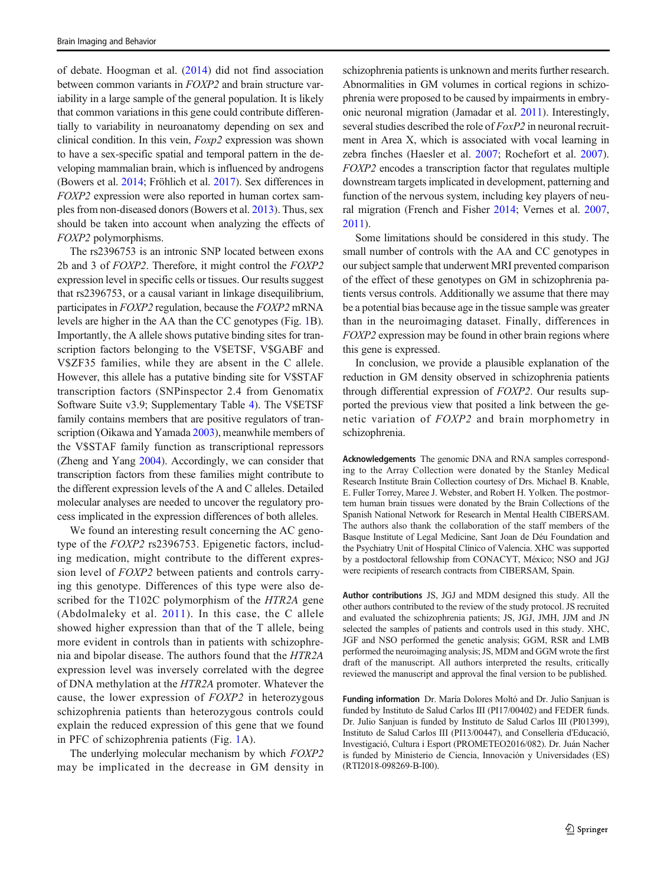of debate. Hoogman et al. (2014) did not find association between common variants in *FOXP2* and brain structure variability in a large sample of the general population. It is likely that common variations in this gene could contribute differentially to variability in neuroanatomy depending on sex and clinical condition. In this vein, *Foxp2* expression was shown to have a sex-specific spatial and temporal pattern in the developing mammalian brain, which is influenced by androgens (Bowers et al. 2014; Fröhlich et al. 2017). Sex differences in *FOXP2* expression were also reported in human cortex samples from non-diseased donors (Bowers et al. 2013). Thus, sex should be taken into account when analyzing the effects of *FOXP2* polymorphisms.

The rs2396753 is an intronic SNP located between exons 2b and 3 of *FOXP2*. Therefore, it might control the *FOXP2* expression level in specific cells or tissues. Our results suggest that rs2396753, or a causal variant in linkage disequilibrium, participates in *FOXP2* regulation, because the *FOXP2* mRNA levels are higher in the AA than the CC genotypes (Fig. 1B). Importantly, the A allele shows putative binding sites for transcription factors belonging to the V$ETSF, V$GABF and V$ZF35 families, while they are absent in the C allele. However, this allele has a putative binding site for V$STAF transcription factors (SNPinspector 2.4 from Genomatix Software Suite v3.9; Supplementary Table 4). The V$ETSF family contains members that are positive regulators of transcription (Oikawa and Yamada 2003), meanwhile members of the V$STAF family function as transcriptional repressors (Zheng and Yang 2004). Accordingly, we can consider that transcription factors from these families might contribute to the different expression levels of the A and C alleles. Detailed molecular analyses are needed to uncover the regulatory process implicated in the expression differences of both alleles.

We found an interesting result concerning the AC genotype of the *FOXP2* rs2396753. Epigenetic factors, including medication, might contribute to the different expression level of *FOXP2* between patients and controls carrying this genotype. Differences of this type were also described for the T102C polymorphism of the *HTR2A* gene (Abdolmaleky et al. 2011). In this case, the C allele showed higher expression than that of the T allele, being more evident in controls than in patients with schizophrenia and bipolar disease. The authors found that the *HTR2A* expression level was inversely correlated with the degree of DNA methylation at the *HTR2A* promoter. Whatever the cause, the lower expression of *FOXP2* in heterozygous schizophrenia patients than heterozygous controls could explain the reduced expression of this gene that we found in PFC of schizophrenia patients (Fig. 1A).

The underlying molecular mechanism by which *FOXP2* may be implicated in the decrease in GM density in schizophrenia patients is unknown and merits further research. Abnormalities in GM volumes in cortical regions in schizophrenia were proposed to be caused by impairments in embryonic neuronal migration (Jamadar et al. 2011). Interestingly, several studies described the role of *FoxP2* in neuronal recruitment in Area X, which is associated with vocal learning in zebra finches (Haesler et al. 2007; Rochefort et al. 2007). *FOXP2* encodes a transcription factor that regulates multiple downstream targets implicated in development, patterning and function of the nervous system, including key players of neural migration (French and Fisher 2014; Vernes et al. 2007, 2011).

Some limitations should be considered in this study. The small number of controls with the AA and CC genotypes in our subject sample that underwent MRI prevented comparison of the effect of these genotypes on GM in schizophrenia patients versus controls. Additionally we assume that there may be a potential bias because age in the tissue sample was greater than in the neuroimaging dataset. Finally, differences in *FOXP2* expression may be found in other brain regions where this gene is expressed.

In conclusion, we provide a plausible explanation of the reduction in GM density observed in schizophrenia patients through differential expression of *FOXP2*. Our results supported the previous view that posited a link between the genetic variation of *FOXP2* and brain morphometry in schizophrenia.

**Acknowledgements** The genomic DNA and RNA samples corresponding to the Array Collection were donated by the Stanley Medical Research Institute Brain Collection courtesy of Drs. Michael B. Knable, E. Fuller Torrey, Maree J. Webster, and Robert H. Yolken. The postmortem human brain tissues were donated by the Brain Collections of the Spanish National Network for Research in Mental Health CIBERSAM. The authors also thank the collaboration of the staff members of the Basque Institute of Legal Medicine, Sant Joan de Déu Foundation and the Psychiatry Unit of Hospital Clínico of Valencia. XHC was supported by a postdoctoral fellowship from CONACYT, México; NSO and JGJ were recipients of research contracts from CIBERSAM, Spain.

**Author contributions** JS, GJG and MDM designed this study. All the other authors contributed to the review of the study protocol. JS recruited and evaluated the schizophrenia patients; JS, JGJ, JMH, JJM and JN selected the samples of patients and controls used in this study. XHC, JGF and NSO performed the genetic analysis; GGM, RSR and LMB performed the neuroimaging analysis; JS, MDM and GGM wrote the first draft of the manuscript. All authors interpreted the results, critically reviewed the manuscript and approval the final version to be published.

**Funding information** Dr. María Dolores Moltó and Dr. Julio Sanjuan is funded by Instituto de Salud Carlos III (PI17/00402) and FEDER funds. Dr. Julio Sanjuan is funded by Instituto de Salud Carlos III (PI01399), Instituto de Salud Carlos III (PI13/00447), and Conselleria d'Educació, Investigació, Cultura i Esport (PROMETEO2016/082). Dr. Juán Nacher is funded by Ministerio de Ciencia, Innovación y Universidades (ES) (RTI2018-098269-B-I00).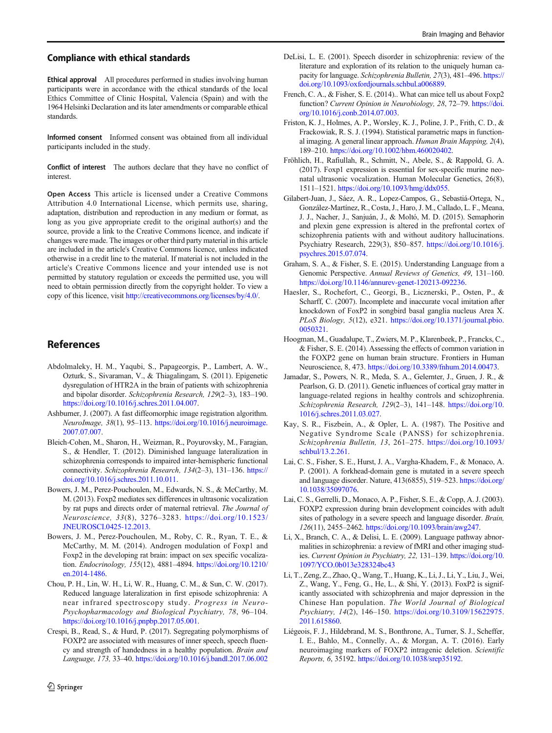## Compliance with ethical standards

**Ethical approval** All procedures performed in studies involving human participants were in accordance with the ethical standards of the local Ethics Committee of Clinic Hospital, Valencia (Spain) and with the 1964 Helsinki Declaration and its later amendments or comparable ethical standards.

**Informed consent** Informed consent was obtained from all individual participants included in the study.

**Conflict of interest** The authors declare that they have no conflict of interest.

**Open Access** This article is licensed under a Creative Commons Attribution 4.0 International License, which permits use, sharing, adaptation, distribution and reproduction in any medium or format, as long as you give appropriate credit to the original author(s) and the source, provide a link to the Creative Commons licence, and indicate if changes were made. The images or other third party material in this article are included in the article's Creative Commons licence, unless indicated otherwise in a credit line to the material. If material is not included in the article's Creative Commons licence and your intended use is not permitted by statutory regulation or exceeds the permitted use, you will need to obtain permission directly from the copyright holder. To view a copy of this licence, visit http://creativecommons.org/licenses/by/4.0/.

## References

Abdolmaleky, H. M., Yaqubi, S., Papageorgis, P., Lambert, A. W., Ozturk, S., Sivaraman, V., & Thiagalingam, S. (2011). Epigenetic dysregulation of HTR2A in the brain of patients with schizophrenia and bipolar disorder. *Schizophrenia Research, 129*(2–3), 183–190. https://doi.org/10.1016/j.schres.2011.04.007.

Ashburner, J. (2007). A fast diffeomorphic image registration algorithm. *NeuroImage, 38*(1), 95–113. https://doi.org/10.1016/j.neuroimage.2007.07.007.

Bleich-Cohen, M., Sharon, H., Weizman, R., Poyurovsky, M., Faragian, S., & Hendler, T. (2012). Diminished language lateralization in schizophrenia corresponds to impaired inter-hemispheric functional connectivity. *Schizophrenia Research, 134*(2–3), 131–136. https://doi.org/10.1016/j.schres.2011.10.011.

Bowers, J. M., Perez-Pouchoulen, M., Edwards, N. S., & McCarthy, M. M. (2013). Foxp2 mediates sex differences in ultrasonic vocalization by rat pups and directs order of maternal retrieval. *The Journal of Neuroscience, 33*(8), 3276–3283. https://doi.org/10.1523/JNEUROSCI.0425-12.2013.

Bowers, J. M., Perez-Pouchoulen, M., Roby, C. R., Ryan, T. E., & McCarthy, M. M. (2014). Androgen modulation of Foxp1 and Foxp2 in the developing rat brain: impact on sex specific vocalization. *Endocrinology, 155*(12), 4881–4894. https://doi.org/10.1210/en.2014-1486.

Chou, P. H., Lin, W. H., Li, W. R., Huang, C. M., & Sun, C. W. (2017). Reduced language lateralization in first episode schizophrenia: A near infrared spectroscopy study. *Progress in Neuro-Psychopharmacology and Biological Psychiatry, 78*, 96–104. https://doi.org/10.1016/j.pnpbp.2017.05.001.

Crespi, B., Read, S., & Hurd, P. (2017). Segregating polymorphisms of FOXP2 are associated with measures of inner speech, speech fluency and strength of handedness in a healthy population. *Brain and Language, 173*, 33–40. https://doi.org/10.1016/j.bandl.2017.06.002

DeLisi, L. E. (2001). Speech disorder in schizophrenia: review of the literature and exploration of its relation to the uniquely human capacity for language. *Schizophrenia Bulletin, 27*(3), 481–496. https://doi.org/10.1093/oxfordjournals.schbul.a006889.

French, C. A., & Fisher, S. E. (2014).. What can mice tell us about Foxp2 function? *Current Opinion in Neurobiology, 28*, 72–79. https://doi.org/10.1016/j.conb.2014.07.003.

Friston, K. J., Holmes, A. P., Worsley, K. J., Poline, J. P., Frith, C. D., & Frackowiak, R. S. J. (1994). Statistical parametric maps in functional imaging. A general linear approach. *Human Brain Mapping, 2*(4), 189–210. https://doi.org/10.1002/hbm.460020402.

Fröhlich, H., Rafiullah, R., Schmitt, N., Abele, S., & Rappold, G. A. (2017). Foxp1 expression is essential for sex-specific murine neonatal ultrasonic vocalization. Human Molecular Genetics, 26(8), 1511–1521. https://doi.org/10.1093/hmg/ddx055.

Gilabert-Juan, J., Sáez, A. R., Lopez-Campos, G., Sebastiá-Ortega, N., González-Martínez, R., Costa, J., Haro, J. M., Callado, L. F., Meana, J. J., Nacher, J., Sanjuán, J., & Moltó, M. D. (2015). Semaphorin and plexin gene expression is altered in the prefrontal cortex of schizophrenia patients with and without auditory hallucinations. Psychiatry Research, 229(3), 850–857. https://doi.org/10.1016/j.psychres.2015.07.074.

Graham, S. A., & Fisher, S. E. (2015). Understanding Language from a Genomic Perspective. *Annual Reviews of Genetics, 49*, 131–160. https://doi.org/10.1146/annurev-genet-120213-092236.

Haesler, S., Rochefort, C., Georgi, B., Licznerski, P., Osten, P., & Scharff, C. (2007). Incomplete and inaccurate vocal imitation after knockdown of FoxP2 in songbird basal ganglia nucleus Area X. *PLoS Biology, 5*(12), e321. https://doi.org/10.1371/journal.pbio.0050321.

Hoogman, M., Guadalupe, T., Zwiers, M. P., Klarenbeek, P., Francks, C., & Fisher, S. E. (2014). Assessing the effects of common variation in the FOXP2 gene on human brain structure. Frontiers in Human Neuroscience, 8, 473. https://doi.org/10.3389/fnhum.2014.00473.

Jamadar, S., Powers, N. R., Meda, S. A., Gelernter, J., Gruen, J. R., & Pearlson, G. D. (2011). Genetic influences of cortical gray matter in language-related regions in healthy controls and schizophrenia. *Schizophrenia Research, 129*(2–3), 141–148. https://doi.org/10.1016/j.schres.2011.03.027.

Kay, S. R., Fiszbein, A., & Opler, L. A. (1987). The Positive and Negative Syndrome Scale (PANSS) for schizophrenia. *Schizophrenia Bulletin, 13*, 261–275. https://doi.org/10.1093/schbul/13.2.261.

Lai, C. S., Fisher, S. E., Hurst, J. A., Vargha-Khadem, F., & Monaco, A. P. (2001). A forkhead-domain gene is mutated in a severe speech and language disorder. Nature, 413(6855), 519–523. https://doi.org/10.1038/35097076.

Lai, C. S., Gerrelli, D., Monaco, A. P., Fisher, S. E., & Copp, A. J. (2003). FOXP2 expression during brain development coincides with adult sites of pathology in a severe speech and language disorder. *Brain, 126*(11), 2455–2462. https://doi.org/10.1093/brain/awg247.

Li, X., Branch, C. A., & Delisi, L. E. (2009). Language pathway abnormalities in schizophrenia: a review of fMRI and other imaging studies. *Current Opinion in Psychiatry, 22*, 131–139. https://doi.org/10.1097/YCO.0b013e328324bc43

Li, T., Zeng, Z., Zhao, Q., Wang, T., Huang, K., Li, J., Li, Y., Liu, J., Wei, Z., Wang, Y., Feng, G., He, L., & Shi, Y. (2013). FoxP2 is significantly associated with schizophrenia and major depression in the Chinese Han population. *The World Journal of Biological Psychiatry, 14*(2), 146–150. https://doi.org/10.3109/15622975.2011.615860.

Liégeois, F. J., Hildebrand, M. S., Bonthrone, A., Turner, S. J., Scheffer, I. E., Bahlo, M., Connelly, A., & Morgan, A. T. (2016). Early neuroimaging markers of FOXP2 intragenic deletion. *Scientific Reports, 6*, 35192. https://doi.org/10.1038/srep35192.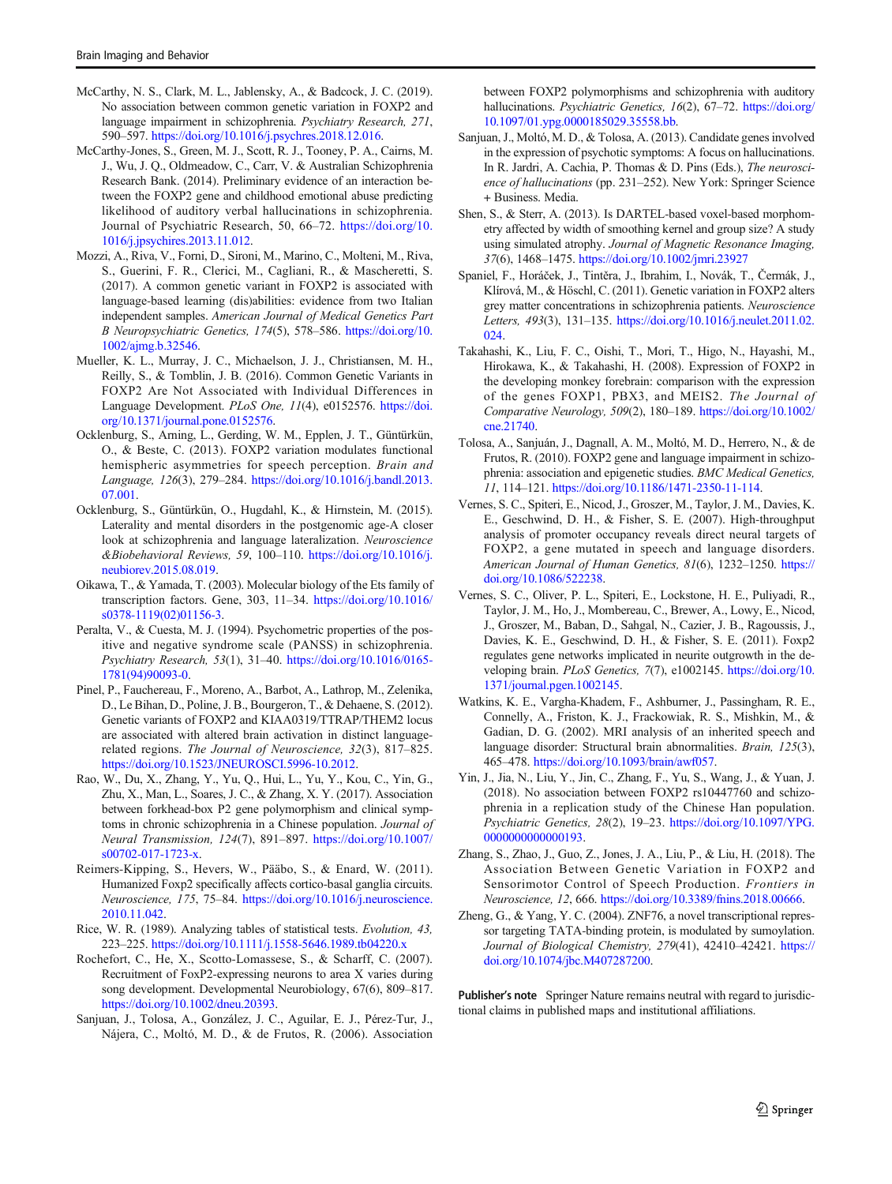McCarthy, N. S., Clark, M. L., Jablensky, A., & Badcock, J. C. (2019). No association between common genetic variation in FOXP2 and language impairment in schizophrenia. *Psychiatry Research, 271*, 590–597. https://doi.org/10.1016/j.psychres.2018.12.016.

McCarthy-Jones, S., Green, M. J., Scott, R. J., Tooney, P. A., Cairns, M. J., Wu, J. Q., Oldmeadow, C., Carr, V. & Australian Schizophrenia Research Bank. (2014). Preliminary evidence of an interaction between the FOXP2 gene and childhood emotional abuse predicting likelihood of auditory verbal hallucinations in schizophrenia. Journal of Psychiatric Research, 50, 66–72. https://doi.org/10.1016/j.jpsychires.2013.11.012.

Mozzi, A., Riva, V., Forni, D., Sironi, M., Marino, C., Molteni, M., Riva, S., Guerini, F. R., Clerici, M., Cagliani, R., & Mascheretti, S. (2017). A common genetic variant in FOXP2 is associated with language-based learning (dis)abilities: evidence from two Italian independent samples. *American Journal of Medical Genetics Part B Neuropsychiatric Genetics, 174*(5), 578–586. https://doi.org/10.1002/ajmg.b.32546.

Mueller, K. L., Murray, J. C., Michaelson, J. J., Christiansen, M. H., Reilly, S., & Tomblin, J. B. (2016). Common Genetic Variants in FOXP2 Are Not Associated with Individual Differences in Language Development. *PLoS One, 11*(4), e0152576. https://doi.org/10.1371/journal.pone.0152576.

Ocklenburg, S., Arning, L., Gerding, W. M., Epplen, J. T., Güntürkün, O., & Beste, C. (2013). FOXP2 variation modulates functional hemispheric asymmetries for speech perception. *Brain and Language, 126*(3), 279–284. https://doi.org/10.1016/j.bandl.2013.07.001.

Ocklenburg, S., Güntürkün, O., Hugdahl, K., & Hirnstein, M. (2015). Laterality and mental disorders in the postgenomic age-A closer look at schizophrenia and language lateralization. *Neuroscience &Biobehavioral Reviews, 59*, 100–110. https://doi.org/10.1016/j.neubiorev.2015.08.019.

Oikawa, T., & Yamada, T. (2003). Molecular biology of the Ets family of transcription factors. Gene, 303, 11–34. https://doi.org/10.1016/s0378-1119(02)01156-3.

Peralta, V., & Cuesta, M. J. (1994). Psychometric properties of the positive and negative syndrome scale (PANSS) in schizophrenia. *Psychiatry Research, 53*(1), 31–40. https://doi.org/10.1016/0165-1781(94)90093-0.

Pinel, P., Fauchereau, F., Moreno, A., Barbot, A., Lathrop, M., Zelenika, D., Le Bihan, D., Poline, J. B., Bourgeron, T., & Dehaene, S. (2012). Genetic variants of FOXP2 and KIAA0319/TTRAP/THEM2 locus are associated with altered brain activation in distinct language-related regions. *The Journal of Neuroscience, 32*(3), 817–825. https://doi.org/10.1523/JNEUROSCI.5996-10.2012.

Rao, W., Du, X., Zhang, Y., Yu, Q., Hui, L., Yu, Y., Kou, C., Yin, G., Zhu, X., Man, L., Soares, J. C., & Zhang, X. Y. (2017). Association between forkhead-box P2 gene polymorphism and clinical symptoms in chronic schizophrenia in a Chinese population. *Journal of Neural Transmission, 124*(7), 891–897. https://doi.org/10.1007/s00702-017-1723-x.

Reimers-Kipping, S., Hevers, W., Pääbo, S., & Enard, W. (2011). Humanized Foxp2 specifically affects cortico-basal ganglia circuits. *Neuroscience, 175*, 75–84. https://doi.org/10.1016/j.neuroscience.2010.11.042.

Rice, W. R. (1989). Analyzing tables of statistical tests. *Evolution, 43*, 223–225. https://doi.org/10.1111/j.1558-5646.1989.tb04220.x

Rochefort, C., He, X., Scotto-Lomassese, S., & Scharff, C. (2007). Recruitment of FoxP2-expressing neurons to area X varies during song development. Developmental Neurobiology, 67(6), 809–817. https://doi.org/10.1002/dneu.20393.

Sanjuan, J., Tolosa, A., González, J. C., Aguilar, E. J., Pérez-Tur, J., Nájera, C., Moltó, M. D., & de Frutos, R. (2006). Association between FOXP2 polymorphisms and schizophrenia with auditory hallucinations. *Psychiatric Genetics, 16*(2), 67–72. https://doi.org/10.1097/01.ypg.0000185029.35558.bb.

Sanjuan, J., Moltó, M. D., & Tolosa, A. (2013). Candidate genes involved in the expression of psychotic symptoms: A focus on hallucinations. In R. Jardri, A. Cachia, P. Thomas & D. Pins (Eds.), *The neuroscience of hallucinations* (pp. 231–252). New York: Springer Science + Business. Media.

Shen, S., & Sterr, A. (2013). Is DARTEL-based voxel-based morphometry affected by width of smoothing kernel and group size? A study using simulated atrophy. *Journal of Magnetic Resonance Imaging, 37*(6), 1468–1475. https://doi.org/10.1002/jmri.23927

Spaniel, F., Horáček, J., Tintěra, J., Ibrahim, I., Novák, T., Čermák, J., Klírová, M., & Höschl, C. (2011). Genetic variation in FOXP2 alters grey matter concentrations in schizophrenia patients. *Neuroscience Letters, 493*(3), 131–135. https://doi.org/10.1016/j.neulet.2011.02.024.

Takahashi, K., Liu, F. C., Oishi, T., Mori, T., Higo, N., Hayashi, M., Hirokawa, K., & Takahashi, H. (2008). Expression of FOXP2 in the developing monkey forebrain: comparison with the expression of the genes FOXP1, PBX3, and MEIS2. *The Journal of Comparative Neurology, 509*(2), 180–189. https://doi.org/10.1002/cne.21740.

Tolosa, A., Sanjuán, J., Dagnall, A. M., Moltó, M. D., Herrero, N., & de Frutos, R. (2010). FOXP2 gene and language impairment in schizophrenia: association and epigenetic studies. *BMC Medical Genetics, 11*, 114–121. https://doi.org/10.1186/1471-2350-11-114.

Vernes, S. C., Spiteri, E., Nicod, J., Groszer, M., Taylor, J. M., Davies, K. E., Geschwind, D. H., & Fisher, S. E. (2007). High-throughput analysis of promoter occupancy reveals direct neural targets of FOXP2, a gene mutated in speech and language disorders. *American Journal of Human Genetics, 81*(6), 1232–1250. https://doi.org/10.1086/522238.

Vernes, S. C., Oliver, P. L., Spiteri, E., Lockstone, H. E., Puliyadi, R., Taylor, J. M., Ho, J., Mombereau, C., Brewer, A., Lowy, E., Nicod, J., Groszer, M., Baban, D., Sahgal, N., Cazier, J. B., Ragoussis, J., Davies, K. E., Geschwind, D. H., & Fisher, S. E. (2011). Foxp2 regulates gene networks implicated in neurite outgrowth in the developing brain. *PLoS Genetics, 7*(7), e1002145. https://doi.org/10.1371/journal.pgen.1002145.

Watkins, K. E., Vargha-Khadem, F., Ashburner, J., Passingham, R. E., Connelly, A., Friston, K. J., Frackowiak, R. S., Mishkin, M., & Gadian, D. G. (2002). MRI analysis of an inherited speech and language disorder: Structural brain abnormalities. *Brain, 125*(3), 465–478. https://doi.org/10.1093/brain/awf057.

Yin, J., Jia, N., Liu, Y., Jin, C., Zhang, F., Yu, S., Wang, J., & Yuan, J. (2018). No association between FOXP2 rs10447760 and schizophrenia in a replication study of the Chinese Han population. *Psychiatric Genetics, 28*(2), 19–23. https://doi.org/10.1097/YPG.0000000000000193.

Zhang, S., Zhao, J., Guo, Z., Jones, J. A., Liu, P., & Liu, H. (2018). The Association Between Genetic Variation in FOXP2 and Sensorimotor Control of Speech Production. *Frontiers in Neuroscience, 12*, 666. https://doi.org/10.3389/fnins.2018.00666.

Zheng, G., & Yang, Y. C. (2004). ZNF76, a novel transcriptional repressor targeting TATA-binding protein, is modulated by sumoylation. *Journal of Biological Chemistry, 279*(41), 42410–42421. https://doi.org/10.1074/jbc.M407287200.

**Publisher's note** Springer Nature remains neutral with regard to jurisdictional claims in published maps and institutional affiliations.